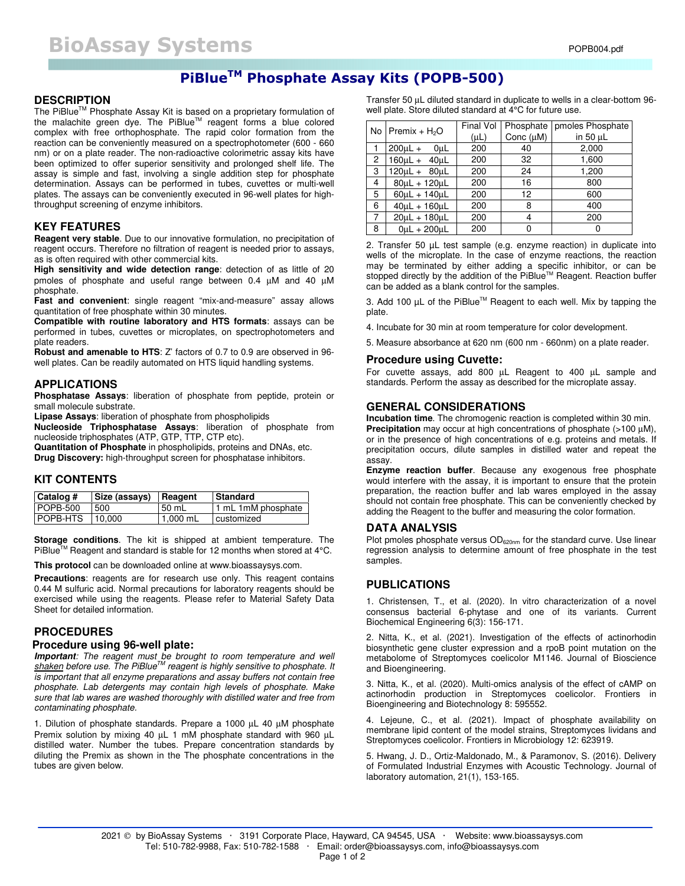# BioAssay Systems

# PiBlue™ Phosphate Assay Kits (POPB-500)

## DESCRIPTION

The PiBlue™ Phosphate Assay Kit is based on a proprietary formulation of the malachite green dye. The PiBlue™ reagent forms a blue colored complex with free orthophosphate. The rapid color formation from the reaction can be conveniently measured on a spectrophotometer (600 - 660 nm) or on a plate reader. The non-radioactive colorimetric assay kits have been optimized to offer superior sensitivity and prolonged shelf life. The assay is simple and fast, involving a single addition step for phosphate determination. Assays can be performed in tubes, cuvettes or multi-well plates. The assays can be conveniently executed in 96-well plates for high-throughput screening of enzyme inhibitors.

## KEY FEATURES

**Reagent very stable**. Due to our innovative formulation, no precipitation of reagent occurs. Therefore no filtration of reagent is needed prior to assays, as is often required with other commercial kits.

**High sensitivity and wide detection range**: detection of as little of 20 pmoles of phosphate and useful range between 0.4 µM and 40 µM phosphate.

**Fast and convenient**: single reagent "mix-and-measure" assay allows quantitation of free phosphate within 30 minutes.

**Compatible with routine laboratory and HTS formats**: assays can be performed in tubes, cuvettes or microplates, on spectrophotometers and plate readers.

**Robust and amenable to HTS**: Z' factors of 0.7 to 0.9 are observed in 96-well plates. Can be readily automated on HTS liquid handling systems.

## APPLICATIONS

**Phosphatase Assays**: liberation of phosphate from peptide, protein or small molecule substrate.

**Lipase Assays**: liberation of phosphate from phospholipids

**Nucleoside Triphosphatase Assays**: liberation of phosphate from nucleoside triphosphates (ATP, GTP, TTP, CTP etc).

**Quantitation of Phosphate** in phospholipids, proteins and DNAs, etc.

**Drug Discovery:** high-throughput screen for phosphatase inhibitors.

## KIT CONTENTS

| Catalog # | Size (assays) | Reagent | Standard |
|---|---|---|---|
| POPB-500 | 500 | 50 mL | 1 mL 1mM phosphate |
| POPB-HTS | 10,000 | 1,000 mL | customized |

**Storage conditions**. The kit is shipped at ambient temperature. The PiBlue™ Reagent and standard is stable for 12 months when stored at 4°C.

**This protocol** can be downloaded online at www.bioassaysys.com.

**Precautions**: reagents are for research use only. This reagent contains 0.44 M sulfuric acid. Normal precautions for laboratory reagents should be exercised while using the reagents. Please refer to Material Safety Data Sheet for detailed information.

## PROCEDURES

### Procedure using 96-well plate:

***Important**: The reagent must be brought to room temperature and well shaken before use. The PiBlue™ reagent is highly sensitive to phosphate. It is important that all enzyme preparations and assay buffers not contain free phosphate. Lab detergents may contain high levels of phosphate. Make sure that lab wares are washed thoroughly with distilled water and free from contaminating phosphate.*

1. Dilution of phosphate standards. Prepare a 1000 µL 40 µM phosphate Premix solution by mixing 40 µL 1 mM phosphate standard with 960 µL distilled water. Number the tubes. Prepare concentration standards by diluting the Premix as shown in the The phosphate concentrations in the tubes are given below.

Transfer 50 µL diluted standard in duplicate to wells in a clear-bottom 96-well plate. Store diluted standard at 4°C for future use.

| No | Premix + $H_2O$ | Final Vol (µL) | Phosphate Conc (µM) | pmoles Phosphate in 50 µL |
|---|---|---|---|---|
| 1 | 200µL + 0µL | 200 | 40 | 2,000 |
| 2 | 160µL + 40µL | 200 | 32 | 1,600 |
| 3 | 120µL + 80µL | 200 | 24 | 1,200 |
| 4 | 80µL + 120µL | 200 | 16 | 800 |
| 5 | 60µL + 140µL | 200 | 12 | 600 |
| 6 | 40µL + 160µL | 200 | 8 | 400 |
| 7 | 20µL + 180µL | 200 | 4 | 200 |
| 8 | 0µL + 200µL | 200 | 0 | 0 |

2. Transfer 50 µL test sample (e.g. enzyme reaction) in duplicate into wells of the microplate. In the case of enzyme reactions, the reaction may be terminated by either adding a specific inhibitor, or can be stopped directly by the addition of the PiBlue™ Reagent. Reaction buffer can be added as a blank control for the samples.

3. Add 100 µL of the PiBlue™ Reagent to each well. Mix by tapping the plate.

4. Incubate for 30 min at room temperature for color development.

5. Measure absorbance at 620 nm (600 nm - 660nm) on a plate reader.

### Procedure using Cuvette:

For cuvette assays, add 800 µL Reagent to 400 µL sample and standards. Perform the assay as described for the microplate assay.

## GENERAL CONSIDERATIONS

**Incubation time**. The chromogenic reaction is completed within 30 min.

**Precipitation** may occur at high concentrations of phosphate (>100 µM), or in the presence of high concentrations of e.g. proteins and metals. If precipitation occurs, dilute samples in distilled water and repeat the assay.

**Enzyme reaction buffer**. Because any exogenous free phosphate would interfere with the assay, it is important to ensure that the protein preparation, the reaction buffer and lab wares employed in the assay should not contain free phosphate. This can be conveniently checked by adding the Reagent to the buffer and measuring the color formation.

## DATA ANALYSIS

Plot pmoles phosphate versus $OD_{620nm}$ for the standard curve. Use linear regression analysis to determine amount of free phosphate in the test samples.

## PUBLICATIONS

1. Christensen, T., et al. (2020). In vitro characterization of a novel consensus bacterial 6-phytase and one of its variants. Current Biochemical Engineering 6(3): 156-171.

2. Nitta, K., et al. (2021). Investigation of the effects of actinorhodin biosynthetic gene cluster expression and a rpoB point mutation on the metabolome of Streptomyces coelicolor M1146. Journal of Bioscience and Bioengineering.

3. Nitta, K., et al. (2020). Multi-omics analysis of the effect of cAMP on actinorhodin production in Streptomyces coelicolor. Frontiers in Bioengineering and Biotechnology 8: 595552.

4. Lejeune, C., et al. (2021). Impact of phosphate availability on membrane lipid content of the model strains, Streptomyces lividans and Streptomyces coelicolor. Frontiers in Microbiology 12: 623919.

5. Hwang, J. D., Ortiz-Maldonado, M., & Paramonov, S. (2016). Delivery of Formulated Industrial Enzymes with Acoustic Technology. Journal of laboratory automation, 21(1), 153-165.

2021 © by BioAssay Systems · 3191 Corporate Place, Hayward, CA 94545, USA · Website: www.bioassaysys.com
Tel: 510-782-9988, Fax: 510-782-1588 · Email: order@bioassaysys.com, info@bioassaysys.com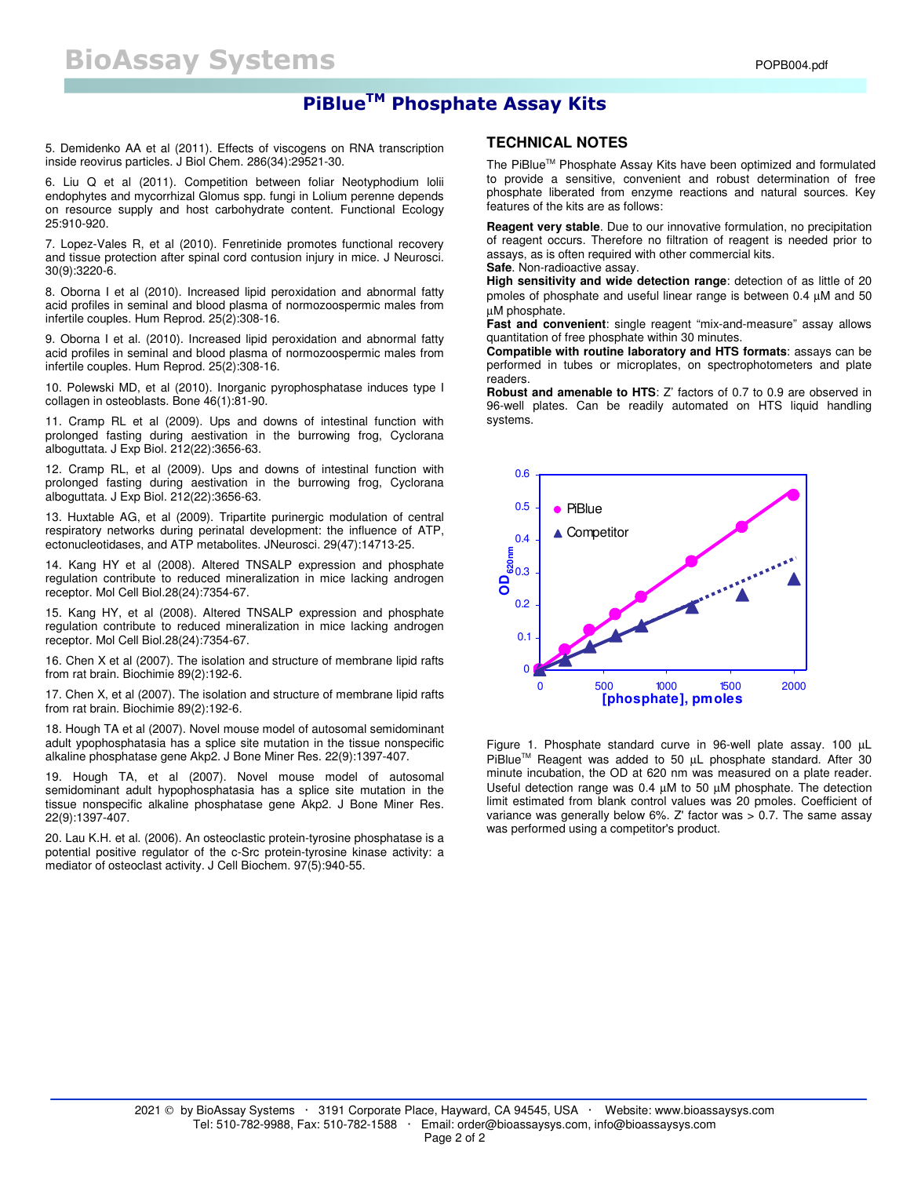5. Demidenko AA et al (2011). Effects of viscogens on RNA transcription inside reovirus particles. J Biol Chem. 286(34):29521-30.

6. Liu Q et al (2011). Competition between foliar Neotyphodium lolii endophytes and mycorrhizal Glomus spp. fungi in Lolium perenne depends on resource supply and host carbohydrate content. Functional Ecology 25:910-920.

7. Lopez-Vales R, et al (2010). Fenretinide promotes functional recovery and tissue protection after spinal cord contusion injury in mice. J Neurosci. 30(9):3220-6.

8. Oborna I et al (2010). Increased lipid peroxidation and abnormal fatty acid profiles in seminal and blood plasma of normozoospermic males from infertile couples. Hum Reprod. 25(2):308-16.

9. Oborna I et al. (2010). Increased lipid peroxidation and abnormal fatty acid profiles in seminal and blood plasma of normozoospermic males from infertile couples. Hum Reprod. 25(2):308-16.

10. Polewski MD, et al (2010). Inorganic pyrophosphatase induces type I collagen in osteoblasts. Bone 46(1):81-90.

11. Cramp RL et al (2009). Ups and downs of intestinal function with prolonged fasting during aestivation in the burrowing frog, Cyclorana alboguttata. J Exp Biol. 212(22):3656-63.

12. Cramp RL, et al (2009). Ups and downs of intestinal function with prolonged fasting during aestivation in the burrowing frog, Cyclorana alboguttata. J Exp Biol. 212(22):3656-63.

13. Huxtable AG, et al (2009). Tripartite purinergic modulation of central respiratory networks during perinatal development: the influence of ATP, ectonucleotidases, and ATP metabolites. JNeurosci. 29(47):14713-25.

14. Kang HY et al (2008). Altered TNSALP expression and phosphate regulation contribute to reduced mineralization in mice lacking androgen receptor. Mol Cell Biol.28(24):7354-67.

15. Kang HY, et al (2008). Altered TNSALP expression and phosphate regulation contribute to reduced mineralization in mice lacking androgen receptor. Mol Cell Biol.28(24):7354-67.

16. Chen X et al (2007). The isolation and structure of membrane lipid rafts from rat brain. Biochimie 89(2):192-6.

17. Chen X, et al (2007). The isolation and structure of membrane lipid rafts from rat brain. Biochimie 89(2):192-6.

18. Hough TA et al (2007). Novel mouse model of autosomal semidominant adult ypophosphatasia has a splice site mutation in the tissue nonspecific alkaline phosphatase gene Akp2. J Bone Miner Res. 22(9):1397-407.

19. Hough TA, et al (2007). Novel mouse model of autosomal semidominant adult hypophosphatasia has a splice site mutation in the tissue nonspecific alkaline phosphatase gene Akp2. J Bone Miner Res. 22(9):1397-407.

20. Lau K.H. et al. (2006). An osteoclastic protein-tyrosine phosphatase is a potential positive regulator of the c-Src protein-tyrosine kinase activity: a mediator of osteoclast activity. J Cell Biochem. 97(5):940-55.

## TECHNICAL NOTES

The PiBlue™ Phosphate Assay Kits have been optimized and formulated to provide a sensitive, convenient and robust determination of free phosphate liberated from enzyme reactions and natural sources. Key features of the kits are as follows:

**Reagent very stable**. Due to our innovative formulation, no precipitation of reagent occurs. Therefore no filtration of reagent is needed prior to assays, as is often required with other commercial kits.
**Safe**. Non-radioactive assay.
**High sensitivity and wide detection range**: detection of as little of 20 pmoles of phosphate and useful linear range is between 0.4 µM and 50 µM phosphate.
**Fast and convenient**: single reagent "mix-and-measure" assay allows quantitation of free phosphate within 30 minutes.
**Compatible with routine laboratory and HTS formats**: assays can be performed in tubes or microplates, on spectrophotometers and plate readers.
**Robust and amenable to HTS**: Z' factors of 0.7 to 0.9 are observed in 96-well plates. Can be readily automated on HTS liquid handling systems.

PiBlue
Competitor
$OD_{620nm}$
0.6
0.5
0.4
0.3
0.2
0.1
0
0
500
1000
1500
2000
[phosphate], pmoles

Figure 1. Phosphate standard curve in 96-well plate assay. 100 µL PiBlue™ Reagent was added to 50 µL phosphate standard. After 30 minute incubation, the OD at 620 nm was measured on a plate reader. Useful detection range was 0.4 µM to 50 µM phosphate. The detection limit estimated from blank control values was 20 pmoles. Coefficient of variance was generally below 6%. Z' factor was > 0.7. The same assay was performed using a competitor's product.